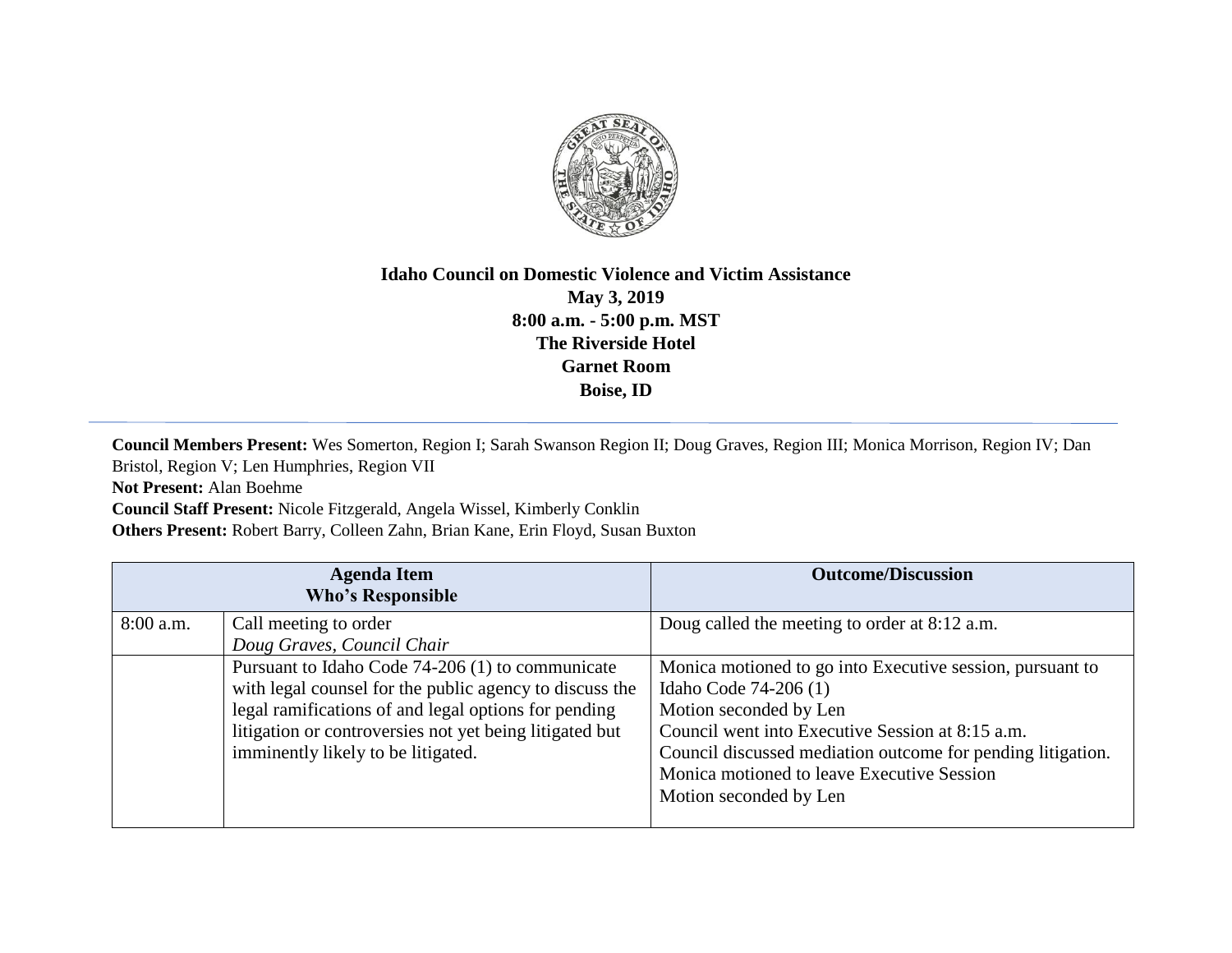**Idaho Council on Domestic Violence and Victim Assistance**
**May 3, 2019**
**8:00 a.m. - 5:00 p.m. MST**
**The Riverside Hotel**
**Garnet Room**
**Boise, ID**

---

**Council Members Present:** Wes Somerton, Region I; Sarah Swanson Region II; Doug Graves, Region III; Monica Morrison, Region IV; Dan Bristol, Region V; Len Humphries, Region VII
**Not Present:** Alan Boehme
**Council Staff Present:** Nicole Fitzgerald, Angela Wissel, Kimberly Conklin
**Others Present:** Robert Barry, Colleen Zahn, Brian Kane, Erin Floyd, Susan Buxton

| **Agenda Item<br>Who's Responsible** | | **Outcome/Discussion** |
|---|---|---|
| 8:00 a.m. | Call meeting to order<br>*Doug Graves, Council Chair* | Doug called the meeting to order at 8:12 a.m. |
| | Pursuant to Idaho Code 74-206 (1) to communicate with legal counsel for the public agency to discuss the legal ramifications of and legal options for pending litigation or controversies not yet being litigated but imminently likely to be litigated. | Monica motioned to go into Executive session, pursuant to Idaho Code 74-206 (1)<br>Motion seconded by Len<br>Council went into Executive Session at 8:15 a.m.<br>Council discussed mediation outcome for pending litigation.<br>Monica motioned to leave Executive Session<br>Motion seconded by Len |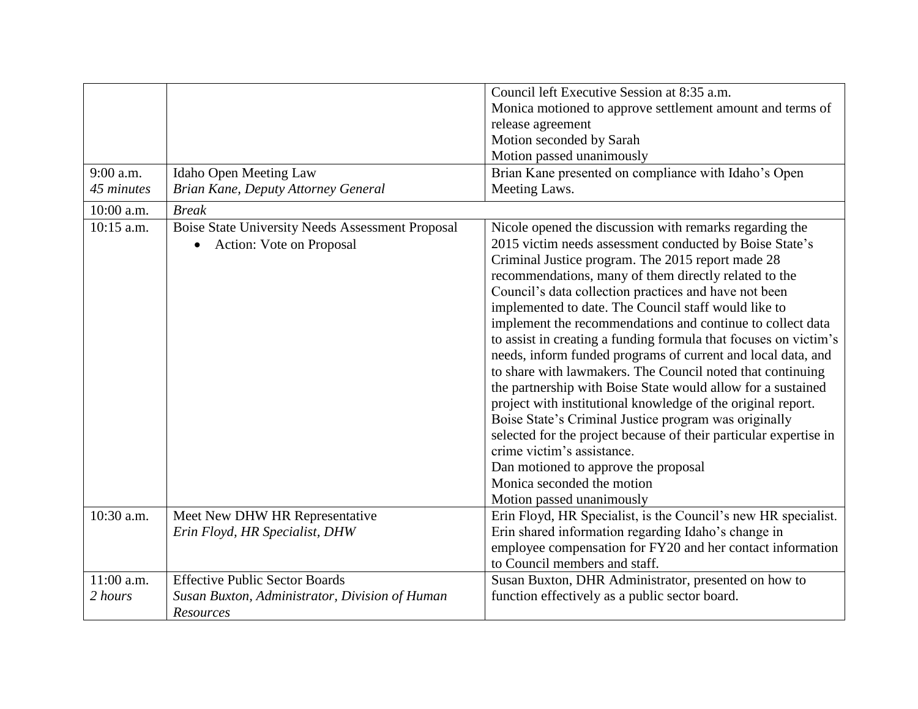| | | |
|---|---|---|
| | | Council left Executive Session at 8:35 a.m.<br>Monica motioned to approve settlement amount and terms of release agreement<br>Motion seconded by Sarah<br>Motion passed unanimously |
| 9:00 a.m.<br>*45 minutes* | Idaho Open Meeting Law<br>*Brian Kane, Deputy Attorney General* | Brian Kane presented on compliance with Idaho's Open Meeting Laws. |
| 10:00 a.m. | *Break* | |
| 10:15 a.m. | Boise State University Needs Assessment Proposal<br>• Action: Vote on Proposal | Nicole opened the discussion with remarks regarding the 2015 victim needs assessment conducted by Boise State's Criminal Justice program. The 2015 report made 28 recommendations, many of them directly related to the Council's data collection practices and have not been implemented to date. The Council staff would like to implement the recommendations and continue to collect data to assist in creating a funding formula that focuses on victim's needs, inform funded programs of current and local data, and to share with lawmakers. The Council noted that continuing the partnership with Boise State would allow for a sustained project with institutional knowledge of the original report. Boise State's Criminal Justice program was originally selected for the project because of their particular expertise in crime victim's assistance.<br>Dan motioned to approve the proposal<br>Monica seconded the motion<br>Motion passed unanimously |
| 10:30 a.m. | Meet New DHW HR Representative<br>*Erin Floyd, HR Specialist, DHW* | Erin Floyd, HR Specialist, is the Council's new HR specialist. Erin shared information regarding Idaho's change in employee compensation for FY20 and her contact information to Council members and staff. |
| 11:00 a.m.<br>*2 hours* | Effective Public Sector Boards<br>*Susan Buxton, Administrator, Division of Human Resources* | Susan Buxton, DHR Administrator, presented on how to function effectively as a public sector board. |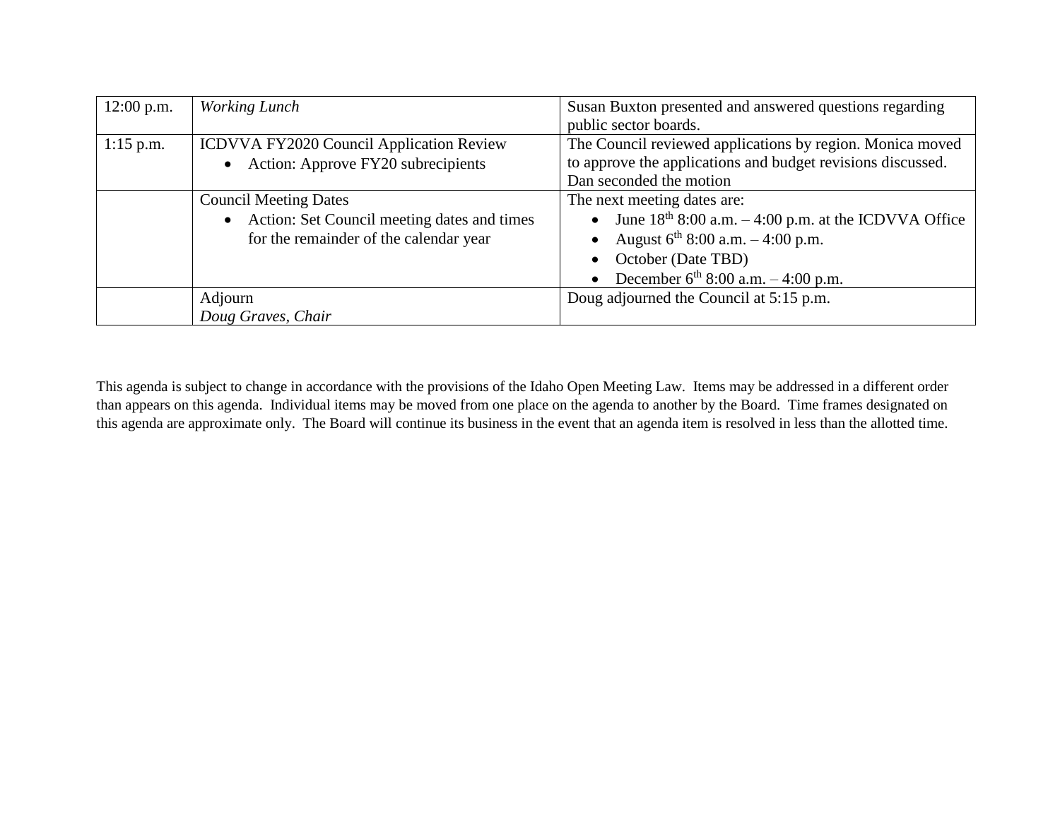| | | |
|---|---|---|
| 12:00 p.m. | *Working Lunch* | Susan Buxton presented and answered questions regarding public sector boards. |
| 1:15 p.m. | ICDVVA FY2020 Council Application Review<br>• Action: Approve FY20 subrecipients | The Council reviewed applications by region. Monica moved to approve the applications and budget revisions discussed. Dan seconded the motion |
| | Council Meeting Dates<br>• Action: Set Council meeting dates and times for the remainder of the calendar year | The next meeting dates are:<br>• June 18th 8:00 a.m. – 4:00 p.m. at the ICDVVA Office<br>• August 6th 8:00 a.m. – 4:00 p.m.<br>• October (Date TBD)<br>• December 6th 8:00 a.m. – 4:00 p.m. |
| | Adjourn<br>*Doug Graves, Chair* | Doug adjourned the Council at 5:15 p.m. |

This agenda is subject to change in accordance with the provisions of the Idaho Open Meeting Law. Items may be addressed in a different order than appears on this agenda. Individual items may be moved from one place on the agenda to another by the Board. Time frames designated on this agenda are approximate only. The Board will continue its business in the event that an agenda item is resolved in less than the allotted time.